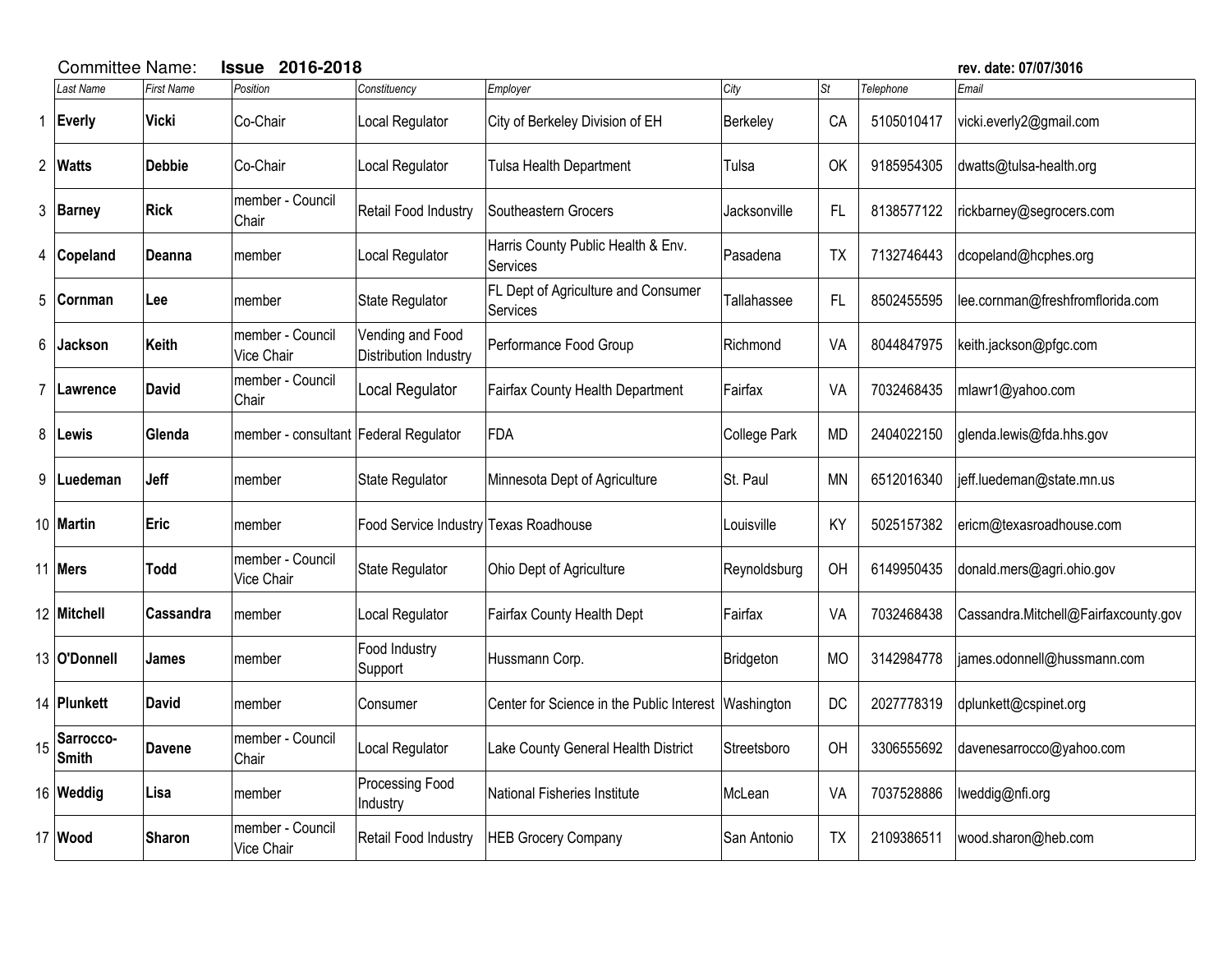Committee Name: **Issue 2016-2018** **rev. date: 07/07/3016**

| | Last Name | First Name | Position | Constituency | Employer | City | St | Telephone | Email |
|---|---|---|---|---|---|---|---|---|---|
| 1 | **Everly** | **Vicki** | Co-Chair | Local Regulator | City of Berkeley Division of EH | Berkeley | CA | 5105010417 | vicki.everly2@gmail.com |
| 2 | **Watts** | **Debbie** | Co-Chair | Local Regulator | Tulsa Health Department | Tulsa | OK | 9185954305 | dwatts@tulsa-health.org |
| 3 | **Barney** | **Rick** | member - Council Chair | Retail Food Industry | Southeastern Grocers | Jacksonville | FL | 8138577122 | rickbarney@segrocers.com |
| 4 | **Copeland** | **Deanna** | member | Local Regulator | Harris County Public Health & Env. Services | Pasadena | TX | 7132746443 | dcopeland@hcphes.org |
| 5 | **Cornman** | **Lee** | member | State Regulator | FL Dept of Agriculture and Consumer Services | Tallahassee | FL | 8502455595 | lee.cornman@freshfromflorida.com |
| 6 | **Jackson** | **Keith** | member - Council Vice Chair | Vending and Food Distribution Industry | Performance Food Group | Richmond | VA | 8044847975 | keith.jackson@pfgc.com |
| 7 | **Lawrence** | **David** | member - Council Chair | Local Regulator | Fairfax County Health Department | Fairfax | VA | 7032468435 | mlawr1@yahoo.com |
| 8 | **Lewis** | **Glenda** | member - consultant | Federal Regulator | FDA | College Park | MD | 2404022150 | glenda.lewis@fda.hhs.gov |
| 9 | **Luedeman** | **Jeff** | member | State Regulator | Minnesota Dept of Agriculture | St. Paul | MN | 6512016340 | jeff.luedeman@state.mn.us |
| 10 | **Martin** | **Eric** | member | Food Service Industry | Texas Roadhouse | Louisville | KY | 5025157382 | ericm@texasroadhouse.com |
| 11 | **Mers** | **Todd** | member - Council Vice Chair | State Regulator | Ohio Dept of Agriculture | Reynoldsburg | OH | 6149950435 | donald.mers@agri.ohio.gov |
| 12 | **Mitchell** | **Cassandra** | member | Local Regulator | Fairfax County Health Dept | Fairfax | VA | 7032468438 | Cassandra.Mitchell@Fairfaxcounty.gov |
| 13 | **O'Donnell** | **James** | member | Food Industry Support | Hussmann Corp. | Bridgeton | MO | 3142984778 | james.odonnell@hussmann.com |
| 14 | **Plunkett** | **David** | member | Consumer | Center for Science in the Public Interest | Washington | DC | 2027778319 | dplunkett@cspinet.org |
| 15 | **Sarrocco-Smith** | **Davene** | member - Council Chair | Local Regulator | Lake County General Health District | Streetsboro | OH | 3306555692 | davenesarrocco@yahoo.com |
| 16 | **Weddig** | **Lisa** | member | Processing Food Industry | National Fisheries Institute | McLean | VA | 7037528886 | lweddig@nfi.org |
| 17 | **Wood** | **Sharon** | member - Council Vice Chair | Retail Food Industry | HEB Grocery Company | San Antonio | TX | 2109386511 | wood.sharon@heb.com |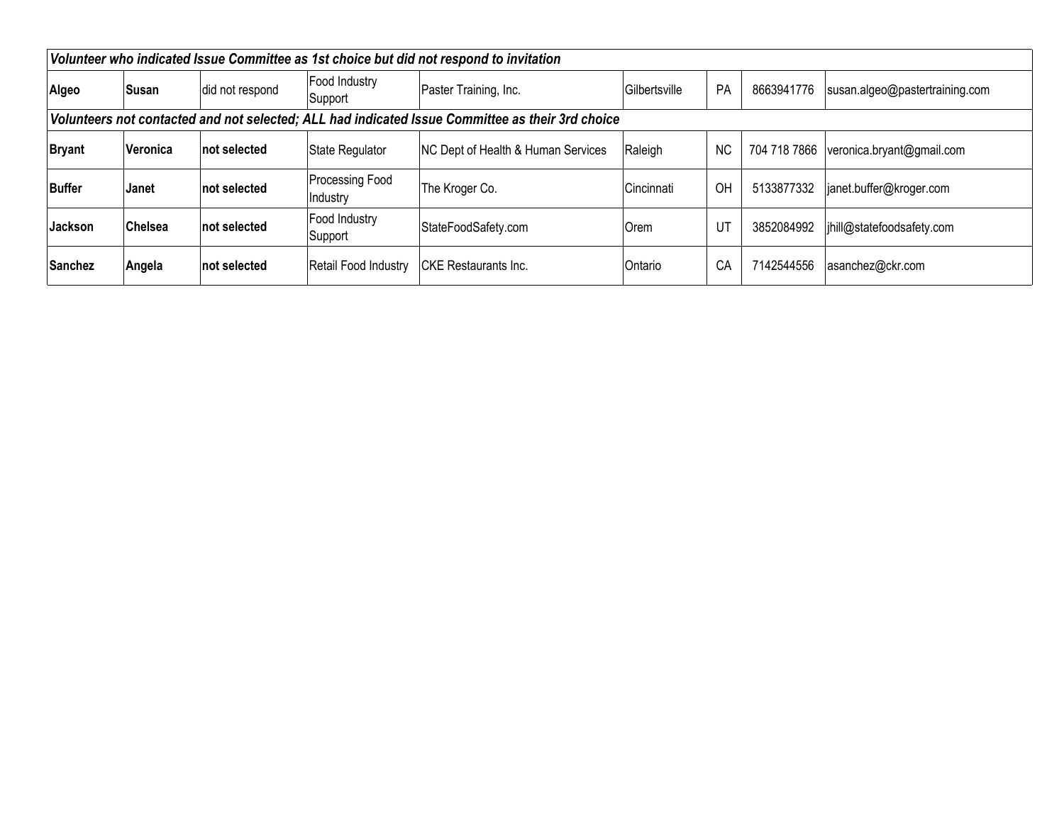| | | | | | | | | |
|---|---|---|---|---|---|---|---|---|
| ***Volunteer who indicated Issue Committee as 1st choice but did not respond to invitation*** | | | | | | | | |
| **Algeo** | **Susan** | did not respond | Food Industry Support | Paster Training, Inc. | Gilbertsville | PA | 8663941776 | susan.algeo@pastertraining.com |
| ***Volunteers not contacted and not selected; ALL had indicated Issue Committee as their 3rd choice*** | | | | | | | | |
| **Bryant** | **Veronica** | **not selected** | State Regulator | NC Dept of Health & Human Services | Raleigh | NC | 704 718 7866 | veronica.bryant@gmail.com |
| **Buffer** | **Janet** | **not selected** | Processing Food Industry | The Kroger Co. | Cincinnati | OH | 5133877332 | janet.buffer@kroger.com |
| **Jackson** | **Chelsea** | **not selected** | Food Industry Support | StateFoodSafety.com | Orem | UT | 3852084992 | jhill@statefoodsafety.com |
| **Sanchez** | **Angela** | **not selected** | Retail Food Industry | CKE Restaurants Inc. | Ontario | CA | 7142544556 | asanchez@ckr.com |